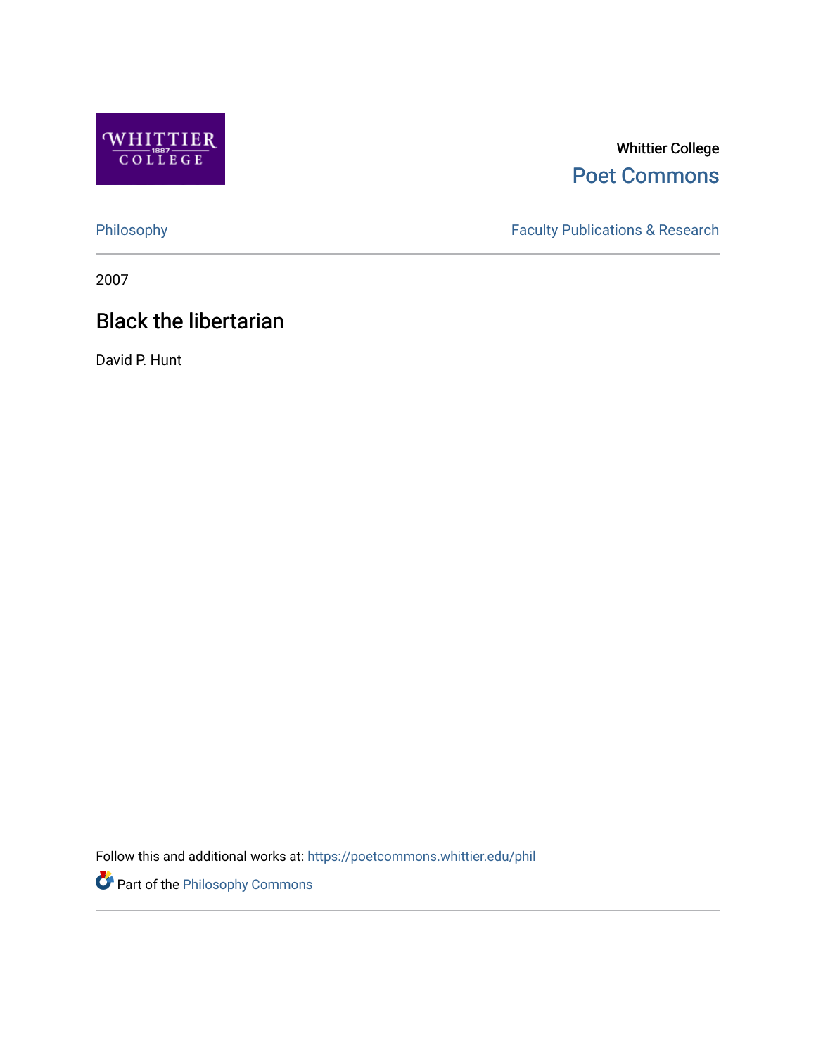Whittier College

Poet Commons

Philosophy

Faculty Publications & Research

2007

# Black the libertarian

David P. Hunt

Follow this and additional works at: https://poetcommons.whittier.edu/phil

Part of the Philosophy Commons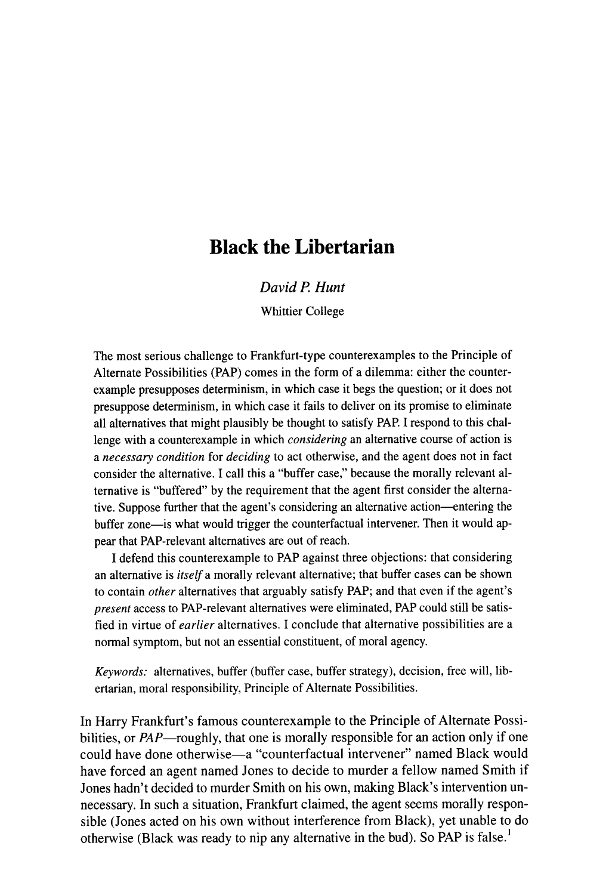# Black the Libertarian

*David P. Hunt*

Whittier College

The most serious challenge to Frankfurt-type counterexamples to the Principle of Alternate Possibilities (PAP) comes in the form of a dilemma: either the counterexample presupposes determinism, in which case it begs the question; or it does not presuppose determinism, in which case it fails to deliver on its promise to eliminate all alternatives that might plausibly be thought to satisfy PAP. I respond to this challenge with a counterexample in which *considering* an alternative course of action is a *necessary condition* for *deciding* to act otherwise, and the agent does not in fact consider the alternative. I call this a "buffer case," because the morally relevant alternative is "buffered" by the requirement that the agent first consider the alternative. Suppose further that the agent's considering an alternative action—entering the buffer zone—is what would trigger the counterfactual intervener. Then it would appear that PAP-relevant alternatives are out of reach.

I defend this counterexample to PAP against three objections: that considering an alternative is *itself* a morally relevant alternative; that buffer cases can be shown to contain *other* alternatives that arguably satisfy PAP; and that even if the agent's *present* access to PAP-relevant alternatives were eliminated, PAP could still be satisfied in virtue of *earlier* alternatives. I conclude that alternative possibilities are a normal symptom, but not an essential constituent, of moral agency.

*Keywords:* alternatives, buffer (buffer case, buffer strategy), decision, free will, libertarian, moral responsibility, Principle of Alternate Possibilities.

In Harry Frankfurt's famous counterexample to the Principle of Alternate Possibilities, or *PAP*—roughly, that one is morally responsible for an action only if one could have done otherwise—a "counterfactual intervener" named Black would have forced an agent named Jones to decide to murder a fellow named Smith if Jones hadn't decided to murder Smith on his own, making Black's intervention unnecessary. In such a situation, Frankfurt claimed, the agent seems morally responsible (Jones acted on his own without interference from Black), yet unable to do otherwise (Black was ready to nip any alternative in the bud). So PAP is false.[1]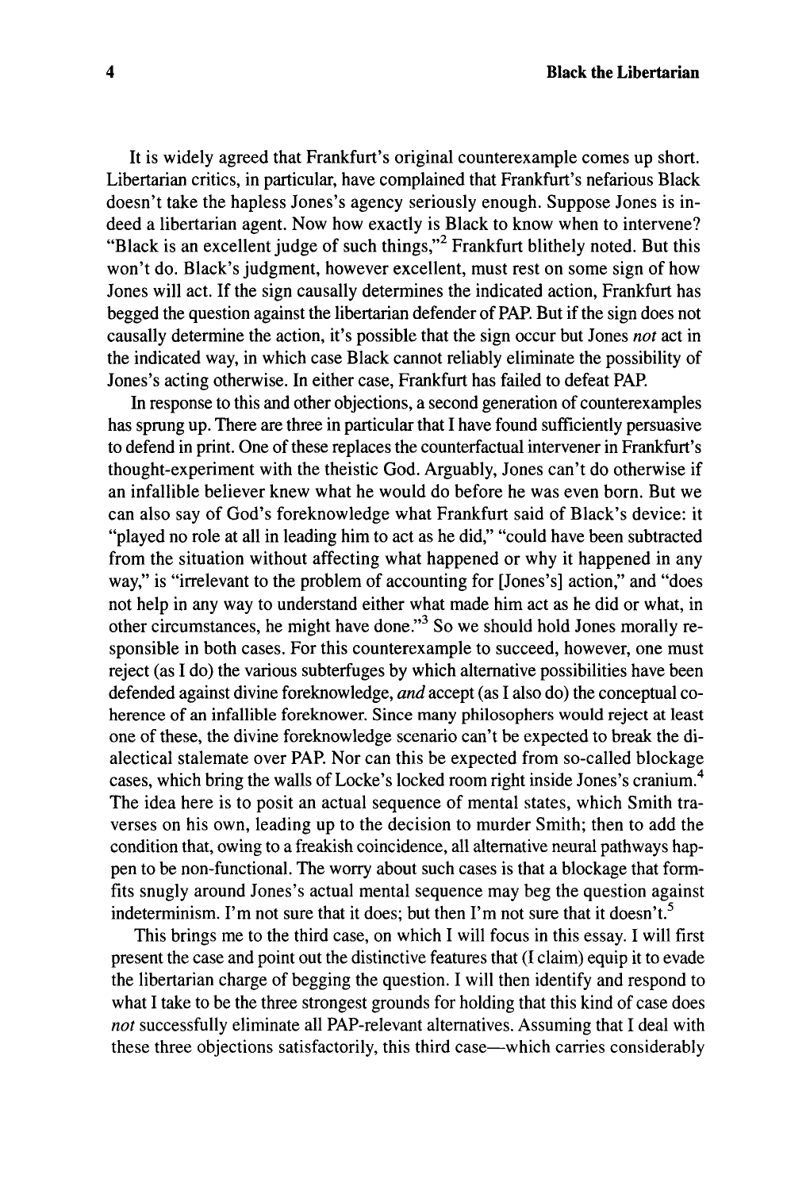It is widely agreed that Frankfurt's original counterexample comes up short. Libertarian critics, in particular, have complained that Frankfurt's nefarious Black doesn't take the hapless Jones's agency seriously enough. Suppose Jones is indeed a libertarian agent. Now how exactly is Black to know when to intervene? "Black is an excellent judge of such things,"[2] Frankfurt blithely noted. But this won't do. Black's judgment, however excellent, must rest on some sign of how Jones will act. If the sign causally determines the indicated action, Frankfurt has begged the question against the libertarian defender of PAP. But if the sign does not causally determine the action, it's possible that the sign occur but Jones *not* act in the indicated way, in which case Black cannot reliably eliminate the possibility of Jones's acting otherwise. In either case, Frankfurt has failed to defeat PAP.

In response to this and other objections, a second generation of counterexamples has sprung up. There are three in particular that I have found sufficiently persuasive to defend in print. One of these replaces the counterfactual intervener in Frankfurt's thought-experiment with the theistic God. Arguably, Jones can't do otherwise if an infallible believer knew what he would do before he was even born. But we can also say of God's foreknowledge what Frankfurt said of Black's device: it "played no role at all in leading him to act as he did," "could have been subtracted from the situation without affecting what happened or why it happened in any way," is "irrelevant to the problem of accounting for [Jones's] action," and "does not help in any way to understand either what made him act as he did or what, in other circumstances, he might have done."[3] So we should hold Jones morally responsible in both cases. For this counterexample to succeed, however, one must reject (as I do) the various subterfuges by which alternative possibilities have been defended against divine foreknowledge, *and* accept (as I also do) the conceptual coherence of an infallible foreknower. Since many philosophers would reject at least one of these, the divine foreknowledge scenario can't be expected to break the dialectical stalemate over PAP. Nor can this be expected from so-called blockage cases, which bring the walls of Locke's locked room right inside Jones's cranium.[4] The idea here is to posit an actual sequence of mental states, which Smith traverses on his own, leading up to the decision to murder Smith; then to add the condition that, owing to a freakish coincidence, all alternative neural pathways happen to be non-functional. The worry about such cases is that a blockage that formfits snugly around Jones's actual mental sequence may beg the question against indeterminism. I'm not sure that it does; but then I'm not sure that it doesn't.[5]

This brings me to the third case, on which I will focus in this essay. I will first present the case and point out the distinctive features that (I claim) equip it to evade the libertarian charge of begging the question. I will then identify and respond to what I take to be the three strongest grounds for holding that this kind of case does *not* successfully eliminate all PAP-relevant alternatives. Assuming that I deal with these three objections satisfactorily, this third case—which carries considerably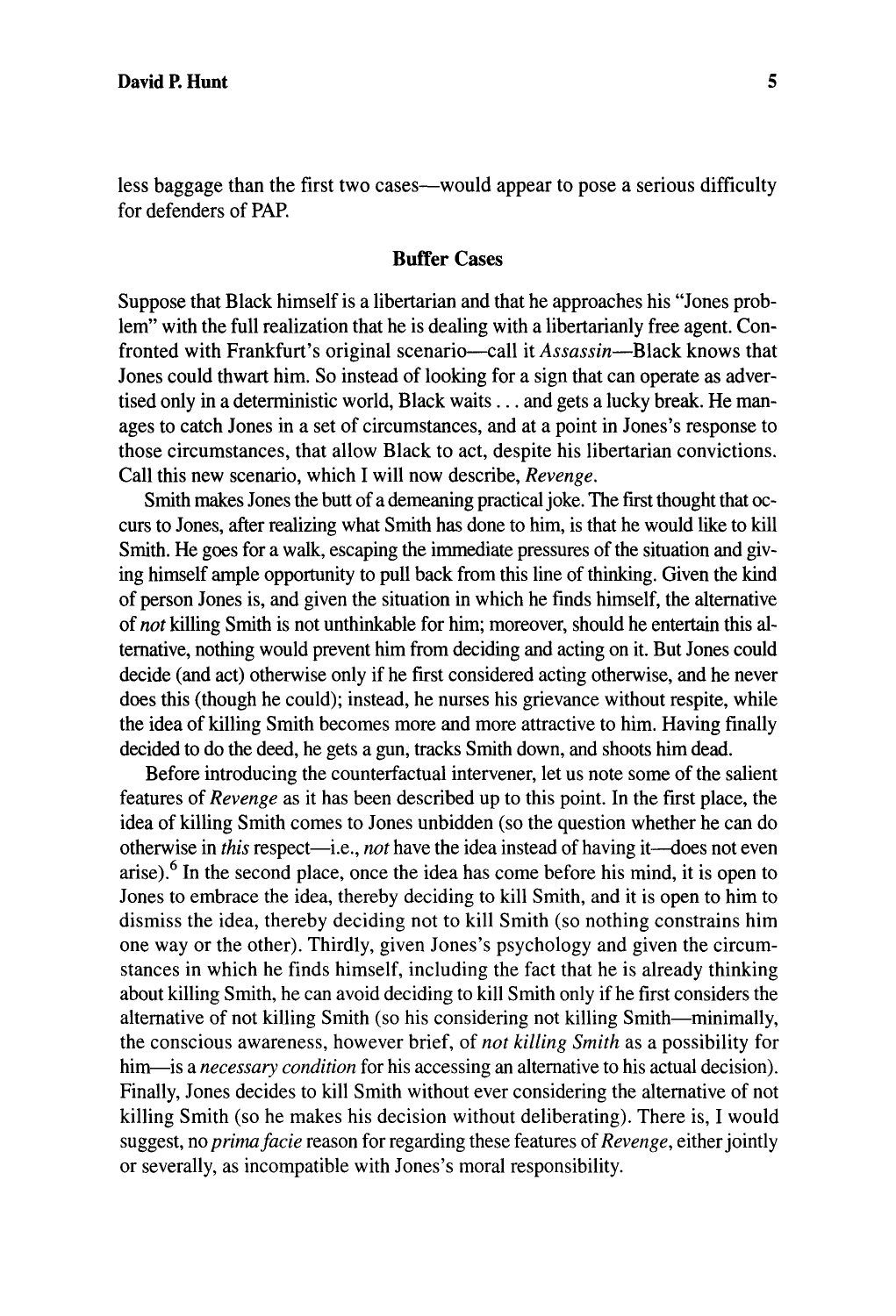less baggage than the first two cases—would appear to pose a serious difficulty for defenders of PAP.

## Buffer Cases

Suppose that Black himself is a libertarian and that he approaches his "Jones problem" with the full realization that he is dealing with a libertarianly free agent. Confronted with Frankfurt's original scenario—call it *Assassin*—Black knows that Jones could thwart him. So instead of looking for a sign that can operate as advertised only in a deterministic world, Black waits . . . and gets a lucky break. He manages to catch Jones in a set of circumstances, and at a point in Jones's response to those circumstances, that allow Black to act, despite his libertarian convictions. Call this new scenario, which I will now describe, *Revenge*.

Smith makes Jones the butt of a demeaning practical joke. The first thought that occurs to Jones, after realizing what Smith has done to him, is that he would like to kill Smith. He goes for a walk, escaping the immediate pressures of the situation and giving himself ample opportunity to pull back from this line of thinking. Given the kind of person Jones is, and given the situation in which he finds himself, the alternative of *not* killing Smith is not unthinkable for him; moreover, should he entertain this alternative, nothing would prevent him from deciding and acting on it. But Jones could decide (and act) otherwise only if he first considered acting otherwise, and he never does this (though he could); instead, he nurses his grievance without respite, while the idea of killing Smith becomes more and more attractive to him. Having finally decided to do the deed, he gets a gun, tracks Smith down, and shoots him dead.

Before introducing the counterfactual intervener, let us note some of the salient features of *Revenge* as it has been described up to this point. In the first place, the idea of killing Smith comes to Jones unbidden (so the question whether he can do otherwise in *this* respect—i.e., *not* have the idea instead of having it—does not even arise).[6] In the second place, once the idea has come before his mind, it is open to Jones to embrace the idea, thereby deciding to kill Smith, and it is open to him to dismiss the idea, thereby deciding not to kill Smith (so nothing constrains him one way or the other). Thirdly, given Jones's psychology and given the circumstances in which he finds himself, including the fact that he is already thinking about killing Smith, he can avoid deciding to kill Smith only if he first considers the alternative of not killing Smith (so his considering not killing Smith—minimally, the conscious awareness, however brief, of *not killing Smith* as a possibility for him—is a *necessary condition* for his accessing an alternative to his actual decision). Finally, Jones decides to kill Smith without ever considering the alternative of not killing Smith (so he makes his decision without deliberating). There is, I would suggest, no *prima facie* reason for regarding these features of *Revenge*, either jointly or severally, as incompatible with Jones's moral responsibility.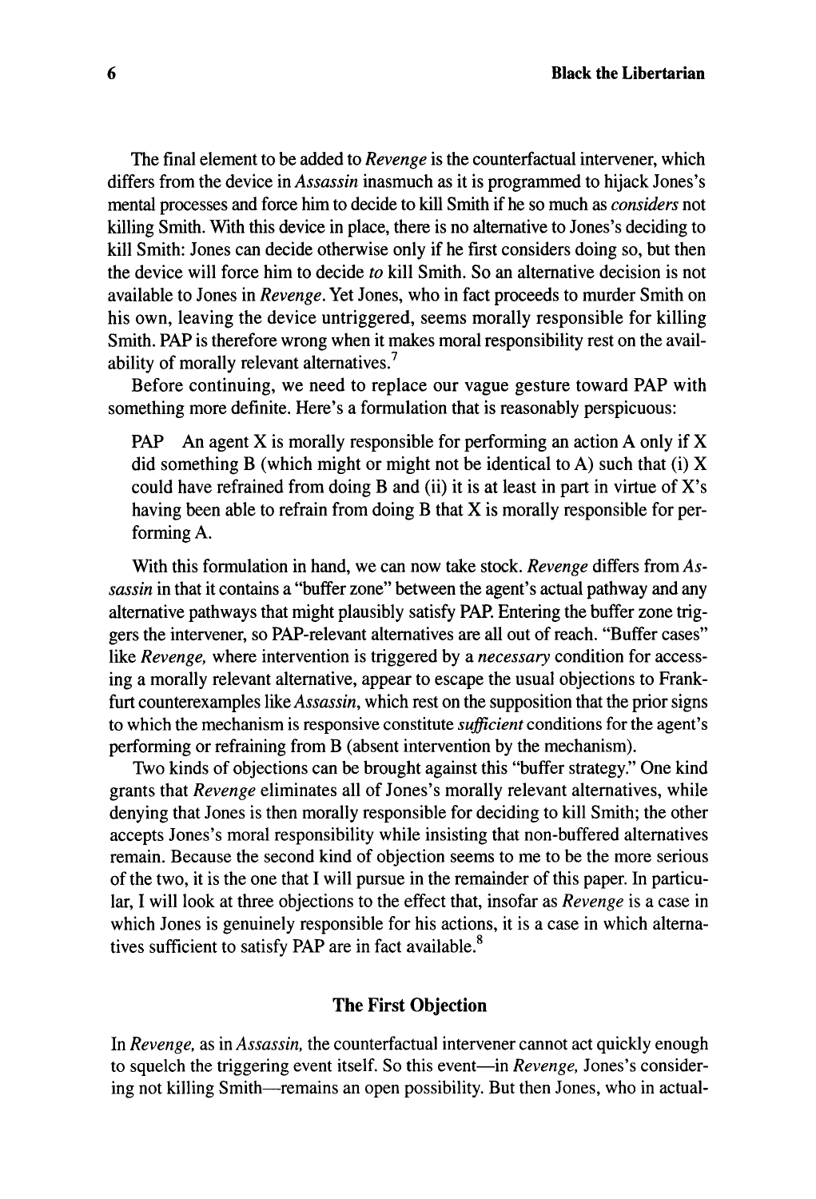The final element to be added to *Revenge* is the counterfactual intervener, which differs from the device in *Assassin* inasmuch as it is programmed to hijack Jones's mental processes and force him to decide to kill Smith if he so much as *considers* not killing Smith. With this device in place, there is no alternative to Jones's deciding to kill Smith: Jones can decide otherwise only if he first considers doing so, but then the device will force him to decide *to* kill Smith. So an alternative decision is not available to Jones in *Revenge*. Yet Jones, who in fact proceeds to murder Smith on his own, leaving the device untriggered, seems morally responsible for killing Smith. PAP is therefore wrong when it makes moral responsibility rest on the availability of morally relevant alternatives.[7]

Before continuing, we need to replace our vague gesture toward PAP with something more definite. Here's a formulation that is reasonably perspicuous:

> PAP An agent X is morally responsible for performing an action A only if X did something B (which might or might not be identical to A) such that (i) X could have refrained from doing B and (ii) it is at least in part in virtue of X's having been able to refrain from doing B that X is morally responsible for performing A.

With this formulation in hand, we can now take stock. *Revenge* differs from *Assassin* in that it contains a "buffer zone" between the agent's actual pathway and any alternative pathways that might plausibly satisfy PAP. Entering the buffer zone triggers the intervener, so PAP-relevant alternatives are all out of reach. "Buffer cases" like *Revenge*, where intervention is triggered by a *necessary* condition for accessing a morally relevant alternative, appear to escape the usual objections to Frankfurt counterexamples like *Assassin*, which rest on the supposition that the prior signs to which the mechanism is responsive constitute *sufficient* conditions for the agent's performing or refraining from B (absent intervention by the mechanism).

Two kinds of objections can be brought against this "buffer strategy." One kind grants that *Revenge* eliminates all of Jones's morally relevant alternatives, while denying that Jones is then morally responsible for deciding to kill Smith; the other accepts Jones's moral responsibility while insisting that non-buffered alternatives remain. Because the second kind of objection seems to me to be the more serious of the two, it is the one that I will pursue in the remainder of this paper. In particular, I will look at three objections to the effect that, insofar as *Revenge* is a case in which Jones is genuinely responsible for his actions, it is a case in which alternatives sufficient to satisfy PAP are in fact available.[8]

## The First Objection

In *Revenge*, as in *Assassin*, the counterfactual intervener cannot act quickly enough to squelch the triggering event itself. So this event—in *Revenge*, Jones's considering not killing Smith—remains an open possibility. But then Jones, who in actual-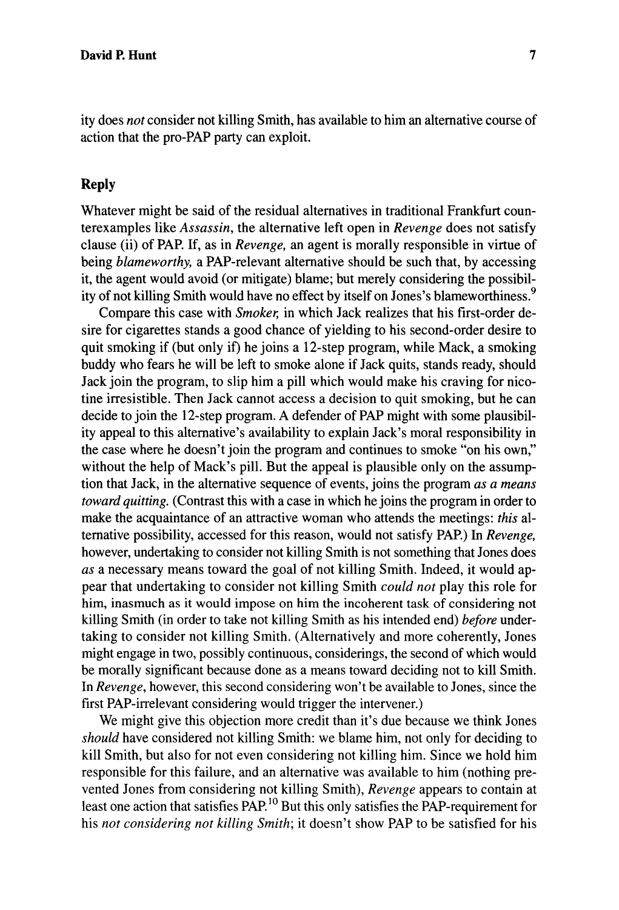ity does *not* consider not killing Smith, has available to him an alternative course of action that the pro-PAP party can exploit.

## Reply

Whatever might be said of the residual alternatives in traditional Frankfurt counterexamples like *Assassin*, the alternative left open in *Revenge* does not satisfy clause (ii) of PAP. If, as in *Revenge*, an agent is morally responsible in virtue of being *blameworthy*, a PAP-relevant alternative should be such that, by accessing it, the agent would avoid (or mitigate) blame; but merely considering the possibility of not killing Smith would have no effect by itself on Jones's blameworthiness.[9]

Compare this case with *Smoker*, in which Jack realizes that his first-order desire for cigarettes stands a good chance of yielding to his second-order desire to quit smoking if (but only if) he joins a 12-step program, while Mack, a smoking buddy who fears he will be left to smoke alone if Jack quits, stands ready, should Jack join the program, to slip him a pill which would make his craving for nicotine irresistible. Then Jack cannot access a decision to quit smoking, but he can decide to join the 12-step program. A defender of PAP might with some plausibility appeal to this alternative's availability to explain Jack's moral responsibility in the case where he doesn't join the program and continues to smoke "on his own," without the help of Mack's pill. But the appeal is plausible only on the assumption that Jack, in the alternative sequence of events, joins the program *as a means toward quitting*. (Contrast this with a case in which he joins the program in order to make the acquaintance of an attractive woman who attends the meetings: *this* alternative possibility, accessed for this reason, would not satisfy PAP.) In *Revenge*, however, undertaking to consider not killing Smith is not something that Jones does *as* a necessary means toward the goal of not killing Smith. Indeed, it would appear that undertaking to consider not killing Smith *could not* play this role for him, inasmuch as it would impose on him the incoherent task of considering not killing Smith (in order to take not killing Smith as his intended end) *before* undertaking to consider not killing Smith. (Alternatively and more coherently, Jones might engage in two, possibly continuous, considerings, the second of which would be morally significant because done as a means toward deciding not to kill Smith. In *Revenge*, however, this second considering won't be available to Jones, since the first PAP-irrelevant considering would trigger the intervener.)

We might give this objection more credit than it's due because we think Jones *should* have considered not killing Smith: we blame him, not only for deciding to kill Smith, but also for not even considering not killing him. Since we hold him responsible for this failure, and an alternative was available to him (nothing prevented Jones from considering not killing Smith), *Revenge* appears to contain at least one action that satisfies PAP.[10] But this only satisfies the PAP-requirement for his *not considering not killing Smith*; it doesn't show PAP to be satisfied for his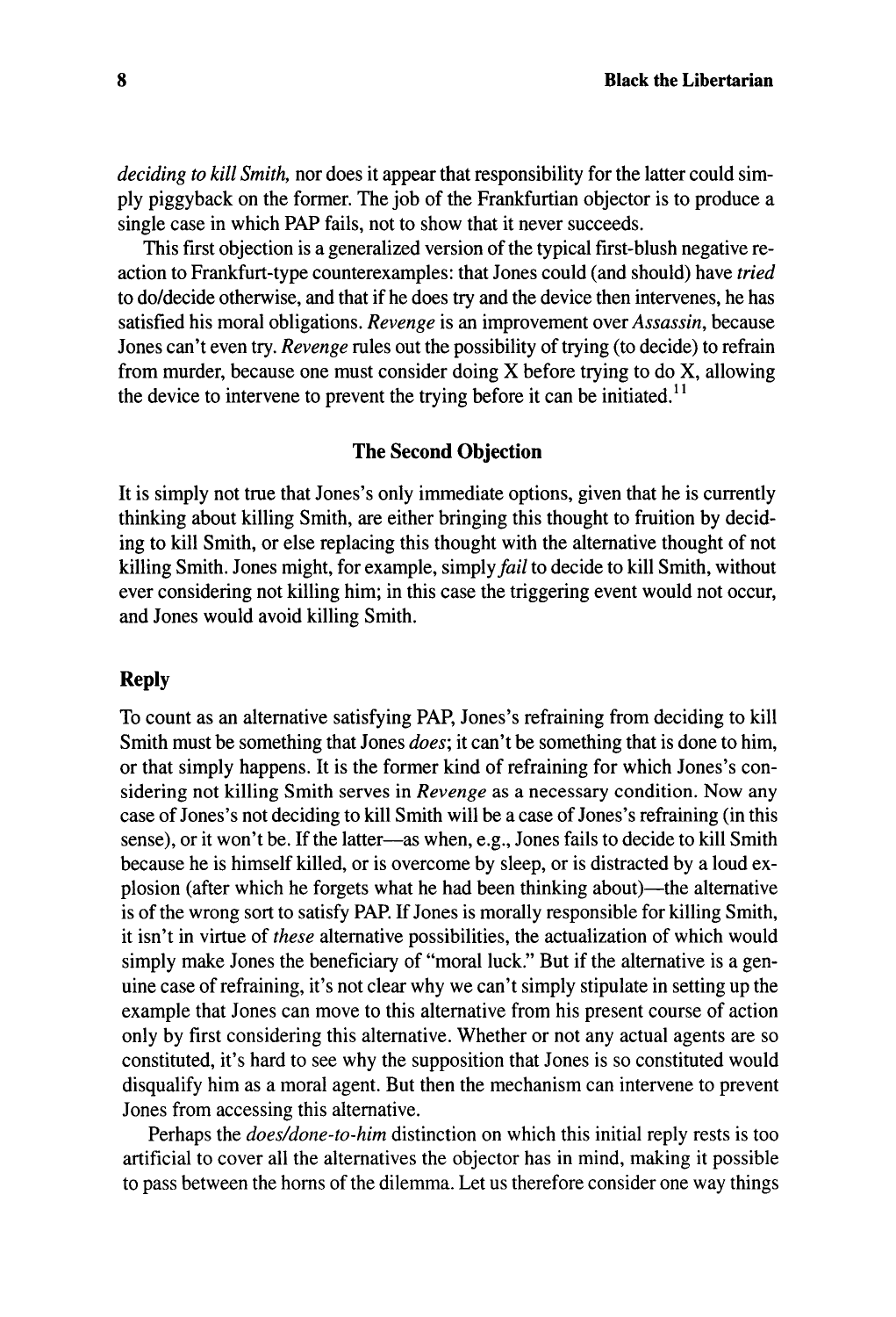*deciding to kill Smith,* nor does it appear that responsibility for the latter could simply piggyback on the former. The job of the Frankfurtian objector is to produce a single case in which PAP fails, not to show that it never succeeds.

This first objection is a generalized version of the typical first-blush negative reaction to Frankfurt-type counterexamples: that Jones could (and should) have *tried* to do/decide otherwise, and that if he does try and the device then intervenes, he has satisfied his moral obligations. *Revenge* is an improvement over *Assassin*, because Jones can't even try. *Revenge* rules out the possibility of trying (to decide) to refrain from murder, because one must consider doing X before trying to do X, allowing the device to intervene to prevent the trying before it can be initiated.[11]

### The Second Objection

It is simply not true that Jones's only immediate options, given that he is currently thinking about killing Smith, are either bringing this thought to fruition by deciding to kill Smith, or else replacing this thought with the alternative thought of not killing Smith. Jones might, for example, simply *fail* to decide to kill Smith, without ever considering not killing him; in this case the triggering event would not occur, and Jones would avoid killing Smith.

## Reply

To count as an alternative satisfying PAP, Jones's refraining from deciding to kill Smith must be something that Jones *does*; it can't be something that is done to him, or that simply happens. It is the former kind of refraining for which Jones's considering not killing Smith serves in *Revenge* as a necessary condition. Now any case of Jones's not deciding to kill Smith will be a case of Jones's refraining (in this sense), or it won't be. If the latter—as when, e.g., Jones fails to decide to kill Smith because he is himself killed, or is overcome by sleep, or is distracted by a loud explosion (after which he forgets what he had been thinking about)—the alternative is of the wrong sort to satisfy PAP. If Jones is morally responsible for killing Smith, it isn't in virtue of *these* alternative possibilities, the actualization of which would simply make Jones the beneficiary of "moral luck." But if the alternative is a genuine case of refraining, it's not clear why we can't simply stipulate in setting up the example that Jones can move to this alternative from his present course of action only by first considering this alternative. Whether or not any actual agents are so constituted, it's hard to see why the supposition that Jones is so constituted would disqualify him as a moral agent. But then the mechanism can intervene to prevent Jones from accessing this alternative.

Perhaps the *does/done-to-him* distinction on which this initial reply rests is too artificial to cover all the alternatives the objector has in mind, making it possible to pass between the horns of the dilemma. Let us therefore consider one way things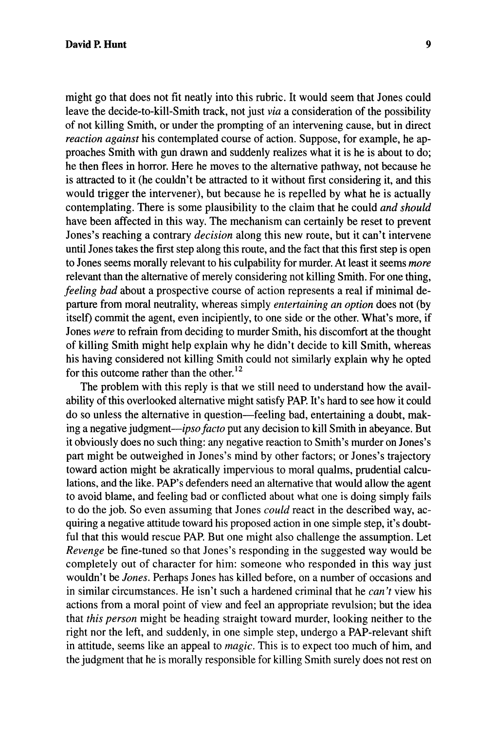might go that does not fit neatly into this rubric. It would seem that Jones could leave the decide-to-kill-Smith track, not just *via* a consideration of the possibility of not killing Smith, or under the prompting of an intervening cause, but in direct *reaction against* his contemplated course of action. Suppose, for example, he approaches Smith with gun drawn and suddenly realizes what it is he is about to do; he then flees in horror. Here he moves to the alternative pathway, not because he is attracted to it (he couldn't be attracted to it without first considering it, and this would trigger the intervener), but because he is repelled by what he is actually contemplating. There is some plausibility to the claim that he could *and should* have been affected in this way. The mechanism can certainly be reset to prevent Jones's reaching a contrary *decision* along this new route, but it can't intervene until Jones takes the first step along this route, and the fact that this first step is open to Jones seems morally relevant to his culpability for murder. At least it seems *more* relevant than the alternative of merely considering not killing Smith. For one thing, *feeling bad* about a prospective course of action represents a real if minimal departure from moral neutrality, whereas simply *entertaining an option* does not (by itself) commit the agent, even incipiently, to one side or the other. What's more, if Jones *were* to refrain from deciding to murder Smith, his discomfort at the thought of killing Smith might help explain why he didn't decide to kill Smith, whereas his having considered not killing Smith could not similarly explain why he opted for this outcome rather than the other.[12]

The problem with this reply is that we still need to understand how the availability of this overlooked alternative might satisfy PAP. It's hard to see how it could do so unless the alternative in question—feeling bad, entertaining a doubt, making a negative judgment—*ipso facto* put any decision to kill Smith in abeyance. But it obviously does no such thing: any negative reaction to Smith's murder on Jones's part might be outweighed in Jones's mind by other factors; or Jones's trajectory toward action might be akratically impervious to moral qualms, prudential calculations, and the like. PAP's defenders need an alternative that would allow the agent to avoid blame, and feeling bad or conflicted about what one is doing simply fails to do the job. So even assuming that Jones *could* react in the described way, acquiring a negative attitude toward his proposed action in one simple step, it's doubtful that this would rescue PAP. But one might also challenge the assumption. Let *Revenge* be fine-tuned so that Jones's responding in the suggested way would be completely out of character for him: someone who responded in this way just wouldn't be *Jones*. Perhaps Jones has killed before, on a number of occasions and in similar circumstances. He isn't such a hardened criminal that he *can't* view his actions from a moral point of view and feel an appropriate revulsion; but the idea that *this person* might be heading straight toward murder, looking neither to the right nor the left, and suddenly, in one simple step, undergo a PAP-relevant shift in attitude, seems like an appeal to *magic*. This is to expect too much of him, and the judgment that he is morally responsible for killing Smith surely does not rest on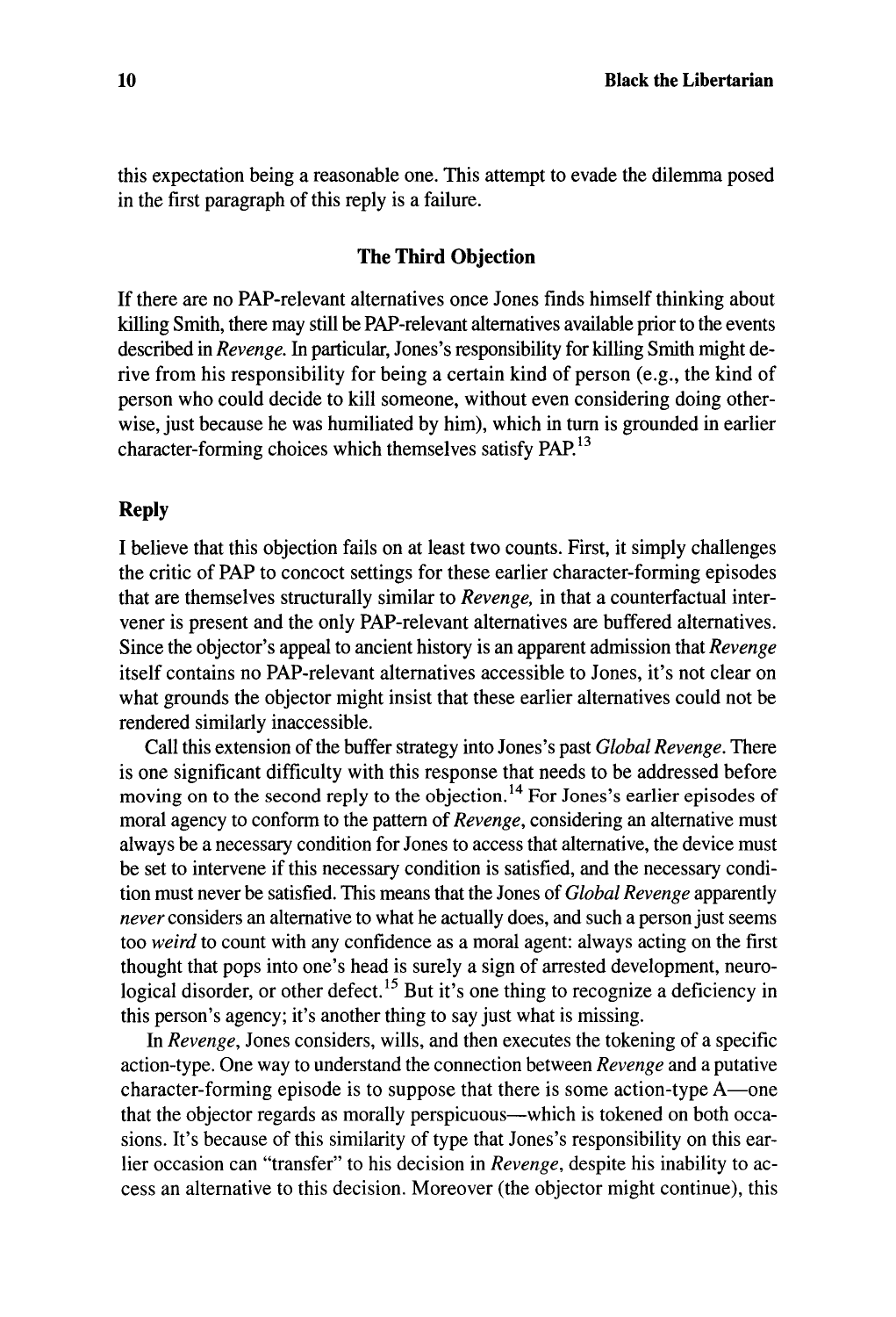this expectation being a reasonable one. This attempt to evade the dilemma posed in the first paragraph of this reply is a failure.

### The Third Objection

If there are no PAP-relevant alternatives once Jones finds himself thinking about killing Smith, there may still be PAP-relevant alternatives available prior to the events described in *Revenge.* In particular, Jones's responsibility for killing Smith might derive from his responsibility for being a certain kind of person (e.g., the kind of person who could decide to kill someone, without even considering doing otherwise, just because he was humiliated by him), which in turn is grounded in earlier character-forming choices which themselves satisfy PAP.[13]

### Reply

I believe that this objection fails on at least two counts. First, it simply challenges the critic of PAP to concoct settings for these earlier character-forming episodes that are themselves structurally similar to *Revenge,* in that a counterfactual intervener is present and the only PAP-relevant alternatives are buffered alternatives. Since the objector's appeal to ancient history is an apparent admission that *Revenge* itself contains no PAP-relevant alternatives accessible to Jones, it's not clear on what grounds the objector might insist that these earlier alternatives could not be rendered similarly inaccessible.

Call this extension of the buffer strategy into Jones's past *Global Revenge.* There is one significant difficulty with this response that needs to be addressed before moving on to the second reply to the objection.[14] For Jones's earlier episodes of moral agency to conform to the pattern of *Revenge,* considering an alternative must always be a necessary condition for Jones to access that alternative, the device must be set to intervene if this necessary condition is satisfied, and the necessary condition must never be satisfied. This means that the Jones of *Global Revenge* apparently *never* considers an alternative to what he actually does, and such a person just seems too *weird* to count with any confidence as a moral agent: always acting on the first thought that pops into one's head is surely a sign of arrested development, neurological disorder, or other defect.[15] But it's one thing to recognize a deficiency in this person's agency; it's another thing to say just what is missing.

In *Revenge,* Jones considers, wills, and then executes the tokening of a specific action-type. One way to understand the connection between *Revenge* and a putative character-forming episode is to suppose that there is some action-type A—one that the objector regards as morally perspicuous—which is tokened on both occasions. It's because of this similarity of type that Jones's responsibility on this earlier occasion can "transfer" to his decision in *Revenge,* despite his inability to access an alternative to this decision. Moreover (the objector might continue), this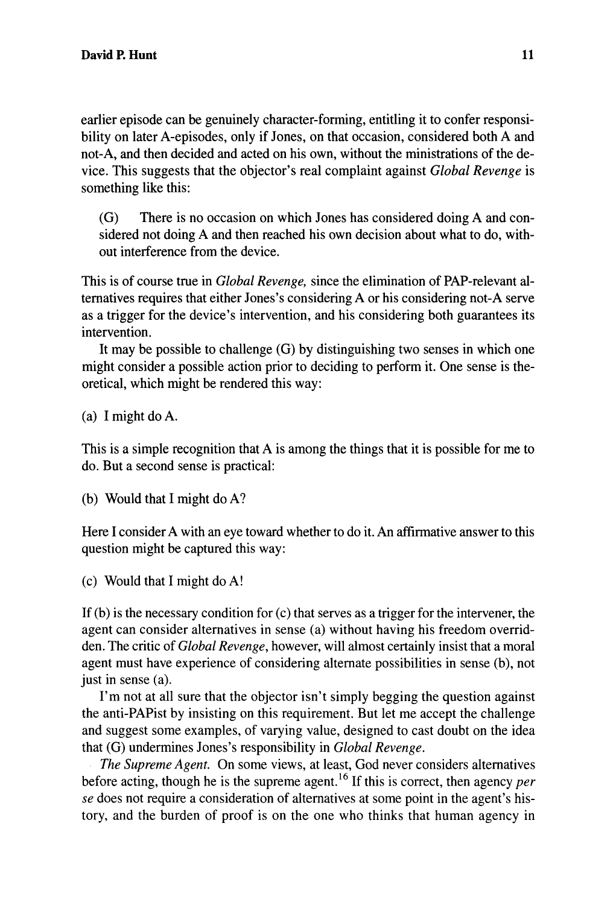earlier episode can be genuinely character-forming, entitling it to confer responsibility on later A-episodes, only if Jones, on that occasion, considered both A and not-A, and then decided and acted on his own, without the ministrations of the device. This suggests that the objector's real complaint against *Global Revenge* is something like this:

> (G) There is no occasion on which Jones has considered doing A and considered not doing A and then reached his own decision about what to do, without interference from the device.

This is of course true in *Global Revenge,* since the elimination of PAP-relevant alternatives requires that either Jones's considering A or his considering not-A serve as a trigger for the device's intervention, and his considering both guarantees its intervention.

It may be possible to challenge (G) by distinguishing two senses in which one might consider a possible action prior to deciding to perform it. One sense is theoretical, which might be rendered this way:

(a) I might do A.

This is a simple recognition that A is among the things that it is possible for me to do. But a second sense is practical:

(b) Would that I might do A?

Here I consider A with an eye toward whether to do it. An affirmative answer to this question might be captured this way:

(c) Would that I might do A!

If (b) is the necessary condition for (c) that serves as a trigger for the intervener, the agent can consider alternatives in sense (a) without having his freedom overridden. The critic of *Global Revenge*, however, will almost certainly insist that a moral agent must have experience of considering alternate possibilities in sense (b), not just in sense (a).

I'm not at all sure that the objector isn't simply begging the question against the anti-PAPist by insisting on this requirement. But let me accept the challenge and suggest some examples, of varying value, designed to cast doubt on the idea that (G) undermines Jones's responsibility in *Global Revenge*.

*The Supreme Agent.* On some views, at least, God never considers alternatives before acting, though he is the supreme agent.[16] If this is correct, then agency *per se* does not require a consideration of alternatives at some point in the agent's history, and the burden of proof is on the one who thinks that human agency in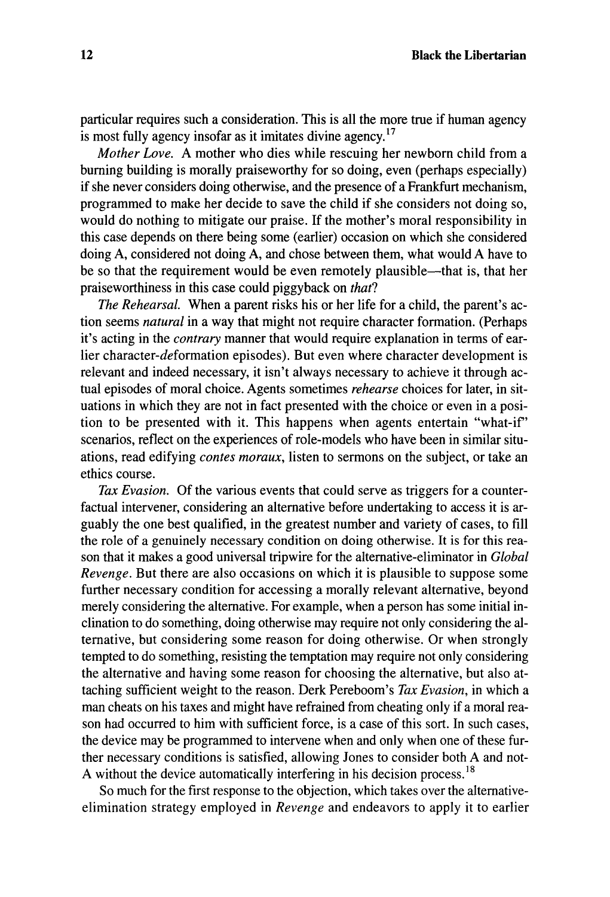particular requires such a consideration. This is all the more true if human agency is most fully agency insofar as it imitates divine agency.[17]

*Mother Love.* A mother who dies while rescuing her newborn child from a burning building is morally praiseworthy for so doing, even (perhaps especially) if she never considers doing otherwise, and the presence of a Frankfurt mechanism, programmed to make her decide to save the child if she considers not doing so, would do nothing to mitigate our praise. If the mother's moral responsibility in this case depends on there being some (earlier) occasion on which she considered doing A, considered not doing A, and chose between them, what would A have to be so that the requirement would be even remotely plausible—that is, that her praiseworthiness in this case could piggyback on *that*?

*The Rehearsal.* When a parent risks his or her life for a child, the parent's action seems *natural* in a way that might not require character formation. (Perhaps it's acting in the *contrary* manner that would require explanation in terms of earlier character-*de*formation episodes). But even where character development is relevant and indeed necessary, it isn't always necessary to achieve it through actual episodes of moral choice. Agents sometimes *rehearse* choices for later, in situations in which they are not in fact presented with the choice or even in a position to be presented with it. This happens when agents entertain "what-if" scenarios, reflect on the experiences of role-models who have been in similar situations, read edifying *contes moraux*, listen to sermons on the subject, or take an ethics course.

*Tax Evasion.* Of the various events that could serve as triggers for a counterfactual intervener, considering an alternative before undertaking to access it is arguably the one best qualified, in the greatest number and variety of cases, to fill the role of a genuinely necessary condition on doing otherwise. It is for this reason that it makes a good universal tripwire for the alternative-eliminator in *Global Revenge*. But there are also occasions on which it is plausible to suppose some further necessary condition for accessing a morally relevant alternative, beyond merely considering the alternative. For example, when a person has some initial inclination to do something, doing otherwise may require not only considering the alternative, but considering some reason for doing otherwise. Or when strongly tempted to do something, resisting the temptation may require not only considering the alternative and having some reason for choosing the alternative, but also attaching sufficient weight to the reason. Derk Pereboom's *Tax Evasion*, in which a man cheats on his taxes and might have refrained from cheating only if a moral reason had occurred to him with sufficient force, is a case of this sort. In such cases, the device may be programmed to intervene when and only when one of these further necessary conditions is satisfied, allowing Jones to consider both A and not-A without the device automatically interfering in his decision process.[18]

So much for the first response to the objection, which takes over the alternative-elimination strategy employed in *Revenge* and endeavors to apply it to earlier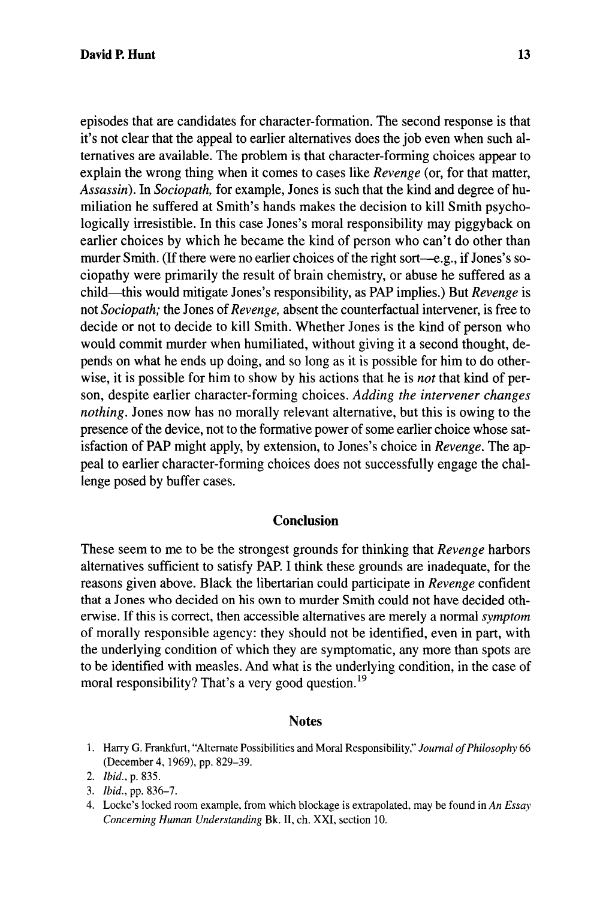episodes that are candidates for character-formation. The second response is that it's not clear that the appeal to earlier alternatives does the job even when such alternatives are available. The problem is that character-forming choices appear to explain the wrong thing when it comes to cases like *Revenge* (or, for that matter, *Assassin*). In *Sociopath,* for example, Jones is such that the kind and degree of humiliation he suffered at Smith's hands makes the decision to kill Smith psychologically irresistible. In this case Jones's moral responsibility may piggyback on earlier choices by which he became the kind of person who can't do other than murder Smith. (If there were no earlier choices of the right sort—e.g., if Jones's sociopathy were primarily the result of brain chemistry, or abuse he suffered as a child—this would mitigate Jones's responsibility, as PAP implies.) But *Revenge* is not *Sociopath;* the Jones of *Revenge,* absent the counterfactual intervener, is free to decide or not to decide to kill Smith. Whether Jones is the kind of person who would commit murder when humiliated, without giving it a second thought, depends on what he ends up doing, and so long as it is possible for him to do otherwise, it is possible for him to show by his actions that he is *not* that kind of person, despite earlier character-forming choices. *Adding the intervener changes nothing.* Jones now has no morally relevant alternative, but this is owing to the presence of the device, not to the formative power of some earlier choice whose satisfaction of PAP might apply, by extension, to Jones's choice in *Revenge*. The appeal to earlier character-forming choices does not successfully engage the challenge posed by buffer cases.

## Conclusion

These seem to me to be the strongest grounds for thinking that *Revenge* harbors alternatives sufficient to satisfy PAP. I think these grounds are inadequate, for the reasons given above. Black the libertarian could participate in *Revenge* confident that a Jones who decided on his own to murder Smith could not have decided otherwise. If this is correct, then accessible alternatives are merely a normal *symptom* of morally responsible agency: they should not be identified, even in part, with the underlying condition of which they are symptomatic, any more than spots are to be identified with measles. And what is the underlying condition, in the case of moral responsibility? That's a very good question.[19]

## Notes

1. Harry G. Frankfurt, "Alternate Possibilities and Moral Responsibility," *Journal of Philosophy* 66 (December 4, 1969), pp. 829–39.
2. *Ibid.*, p. 835.
3. *Ibid.*, pp. 836–7.
4. Locke's locked room example, from which blockage is extrapolated, may be found in *An Essay Concerning Human Understanding* Bk. II, ch. XXI, section 10.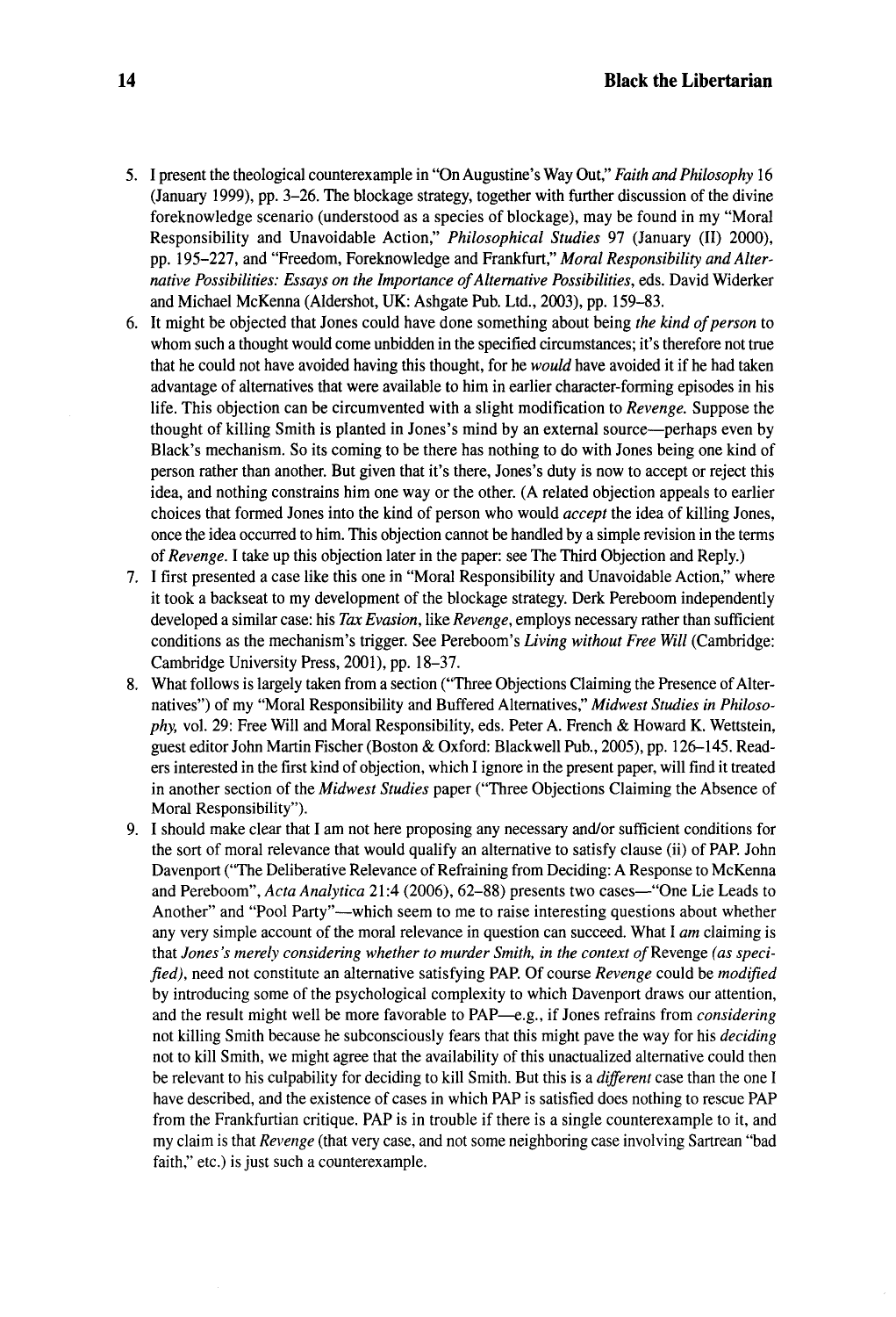5. I present the theological counterexample in "On Augustine's Way Out," *Faith and Philosophy* 16 (January 1999), pp. 3–26. The blockage strategy, together with further discussion of the divine foreknowledge scenario (understood as a species of blockage), may be found in my "Moral Responsibility and Unavoidable Action," *Philosophical Studies* 97 (January (II) 2000), pp. 195–227, and "Freedom, Foreknowledge and Frankfurt," *Moral Responsibility and Alternative Possibilities: Essays on the Importance of Alternative Possibilities*, eds. David Widerker and Michael McKenna (Aldershot, UK: Ashgate Pub. Ltd., 2003), pp. 159–83.
6. It might be objected that Jones could have done something about being *the kind of person* to whom such a thought would come unbidden in the specified circumstances; it's therefore not true that he could not have avoided having this thought, for he *would* have avoided it if he had taken advantage of alternatives that were available to him in earlier character-forming episodes in his life. This objection can be circumvented with a slight modification to *Revenge.* Suppose the thought of killing Smith is planted in Jones's mind by an external source—perhaps even by Black's mechanism. So its coming to be there has nothing to do with Jones being one kind of person rather than another. But given that it's there, Jones's duty is now to accept or reject this idea, and nothing constrains him one way or the other. (A related objection appeals to earlier choices that formed Jones into the kind of person who would *accept* the idea of killing Jones, once the idea occurred to him. This objection cannot be handled by a simple revision in the terms of *Revenge.* I take up this objection later in the paper: see The Third Objection and Reply.)
7. I first presented a case like this one in "Moral Responsibility and Unavoidable Action," where it took a backseat to my development of the blockage strategy. Derk Pereboom independently developed a similar case: his *Tax Evasion*, like *Revenge*, employs necessary rather than sufficient conditions as the mechanism's trigger. See Pereboom's *Living without Free Will* (Cambridge: Cambridge University Press, 2001), pp. 18–37.
8. What follows is largely taken from a section ("Three Objections Claiming the Presence of Alternatives") of my "Moral Responsibility and Buffered Alternatives," *Midwest Studies in Philosophy*, vol. 29: Free Will and Moral Responsibility, eds. Peter A. French & Howard K. Wettstein, guest editor John Martin Fischer (Boston & Oxford: Blackwell Pub., 2005), pp. 126–145. Readers interested in the first kind of objection, which I ignore in the present paper, will find it treated in another section of the *Midwest Studies* paper ("Three Objections Claiming the Absence of Moral Responsibility").
9. I should make clear that I am not here proposing any necessary and/or sufficient conditions for the sort of moral relevance that would qualify an alternative to satisfy clause (ii) of PAP. John Davenport ("The Deliberative Relevance of Refraining from Deciding: A Response to McKenna and Pereboom", *Acta Analytica* 21:4 (2006), 62–88) presents two cases—"One Lie Leads to Another" and "Pool Party"—which seem to me to raise interesting questions about whether any very simple account of the moral relevance in question can succeed. What I *am* claiming is that *Jones's merely considering whether to murder Smith, in the context of* Revenge *(as specified)*, need not constitute an alternative satisfying PAP. Of course *Revenge* could be *modified* by introducing some of the psychological complexity to which Davenport draws our attention, and the result might well be more favorable to PAP—e.g., if Jones refrains from *considering* not killing Smith because he subconsciously fears that this might pave the way for his *deciding* not to kill Smith, we might agree that the availability of this unactualized alternative could then be relevant to his culpability for deciding to kill Smith. But this is a *different* case than the one I have described, and the existence of cases in which PAP is satisfied does nothing to rescue PAP from the Frankfurtian critique. PAP is in trouble if there is a single counterexample to it, and my claim is that *Revenge* (that very case, and not some neighboring case involving Sartrean "bad faith," etc.) is just such a counterexample.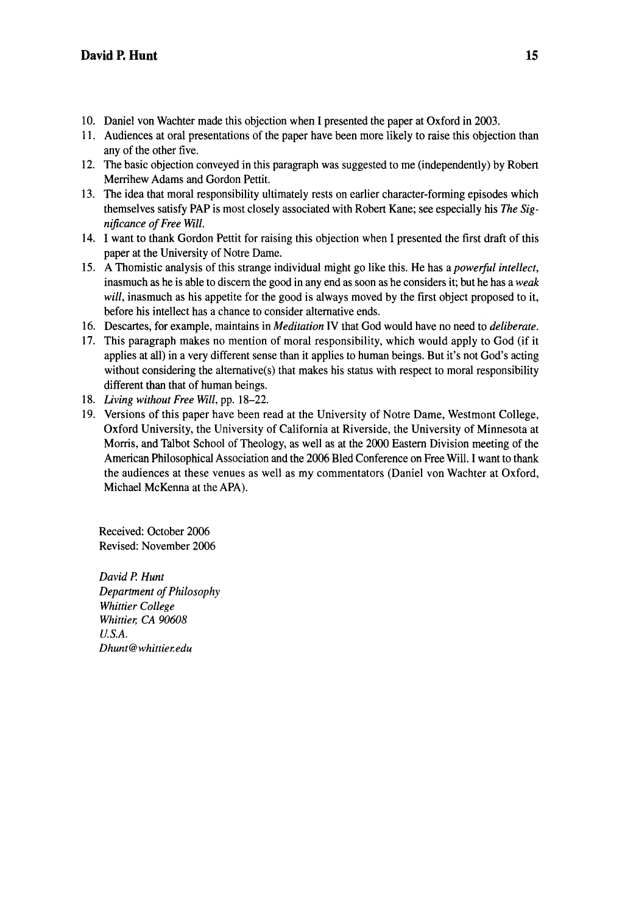10. Daniel von Wachter made this objection when I presented the paper at Oxford in 2003.
11. Audiences at oral presentations of the paper have been more likely to raise this objection than any of the other five.
12. The basic objection conveyed in this paragraph was suggested to me (independently) by Robert Merrihew Adams and Gordon Pettit.
13. The idea that moral responsibility ultimately rests on earlier character-forming episodes which themselves satisfy PAP is most closely associated with Robert Kane; see especially his *The Significance of Free Will*.
14. I want to thank Gordon Pettit for raising this objection when I presented the first draft of this paper at the University of Notre Dame.
15. A Thomistic analysis of this strange individual might go like this. He has a *powerful intellect*, inasmuch as he is able to discern the good in any end as soon as he considers it; but he has a *weak will*, inasmuch as his appetite for the good is always moved by the first object proposed to it, before his intellect has a chance to consider alternative ends.
16. Descartes, for example, maintains in *Meditation* IV that God would have no need to *deliberate*.
17. This paragraph makes no mention of moral responsibility, which would apply to God (if it applies at all) in a very different sense than it applies to human beings. But it's not God's acting without considering the alternative(s) that makes his status with respect to moral responsibility different than that of human beings.
18. *Living without Free Will*, pp. 18–22.
19. Versions of this paper have been read at the University of Notre Dame, Westmont College, Oxford University, the University of California at Riverside, the University of Minnesota at Morris, and Talbot School of Theology, as well as at the 2000 Eastern Division meeting of the American Philosophical Association and the 2006 Bled Conference on Free Will. I want to thank the audiences at these venues as well as my commentators (Daniel von Wachter at Oxford, Michael McKenna at the APA).

Received: October 2006
Revised: November 2006

*David P. Hunt*
*Department of Philosophy*
*Whittier College*
*Whittier, CA 90608*
*U.S.A.*
*Dhunt@whittier.edu*